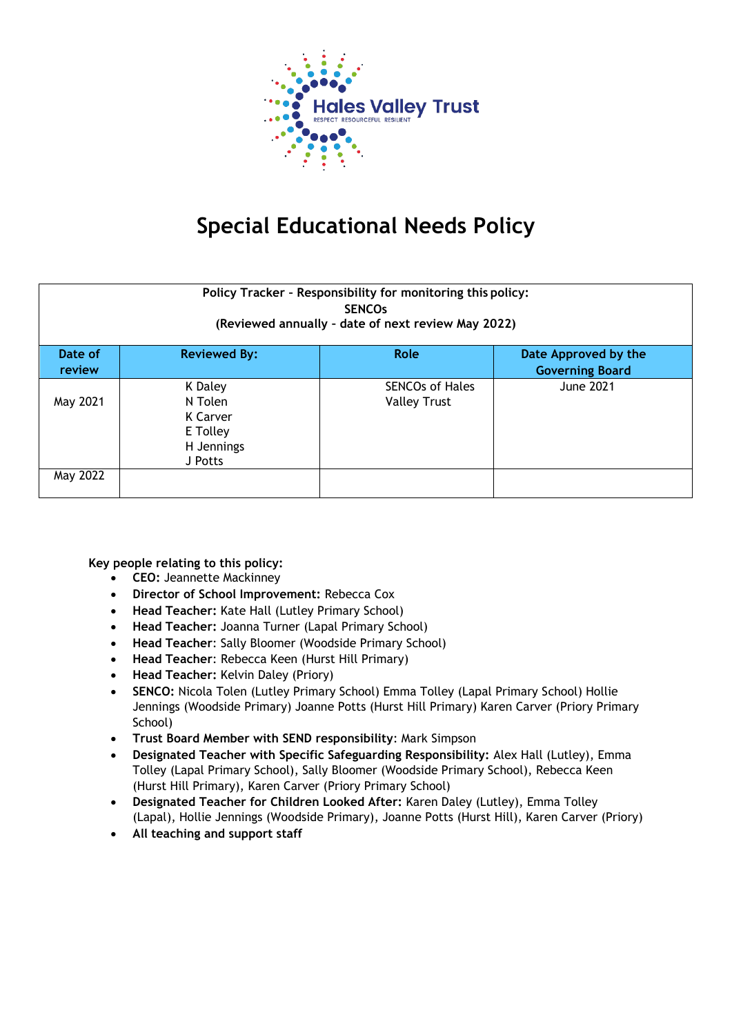# Special Educational Needs Policy

| Policy Tracker – Responsibility for monitoring this policy: SENCOs (Reviewed annually – date of next review May 2022) | | | |
|---|---|---|---|
| **Date of review** | **Reviewed By:** | **Role** | **Date Approved by the Governing Board** |
| May 2021 | K Daley<br>N Tolen<br>K Carver<br>E Tolley<br>H Jennings<br>J Potts | SENCOs of Hales Valley Trust | June 2021 |
| May 2022 | | | |

**Key people relating to this policy:**

- **CEO:** Jeannette Mackinney
- **Director of School Improvement:** Rebecca Cox
- **Head Teacher:** Kate Hall (Lutley Primary School)
- **Head Teacher:** Joanna Turner (Lapal Primary School)
- **Head Teacher**: Sally Bloomer (Woodside Primary School)
- **Head Teacher**: Rebecca Keen (Hurst Hill Primary)
- **Head Teacher:** Kelvin Daley (Priory)
- **SENCO:** Nicola Tolen (Lutley Primary School) Emma Tolley (Lapal Primary School) Hollie Jennings (Woodside Primary) Joanne Potts (Hurst Hill Primary) Karen Carver (Priory Primary School)
- **Trust Board Member with SEND responsibility**: Mark Simpson
- **Designated Teacher with Specific Safeguarding Responsibility:** Alex Hall (Lutley), Emma Tolley (Lapal Primary School), Sally Bloomer (Woodside Primary School), Rebecca Keen (Hurst Hill Primary), Karen Carver (Priory Primary School)
- **Designated Teacher for Children Looked After:** Karen Daley (Lutley), Emma Tolley (Lapal), Hollie Jennings (Woodside Primary), Joanne Potts (Hurst Hill), Karen Carver (Priory)
- **All teaching and support staff**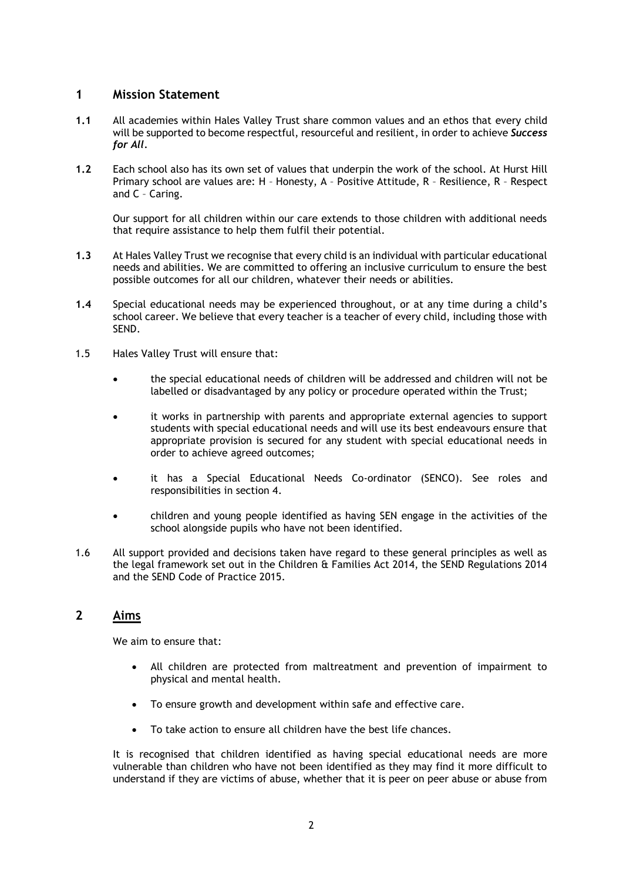## 1 Mission Statement

**1.1** All academies within Hales Valley Trust share common values and an ethos that every child will be supported to become respectful, resourceful and resilient, in order to achieve ***Success for All***.

**1.2** Each school also has its own set of values that underpin the work of the school. At Hurst Hill Primary school are values are: H – Honesty, A – Positive Attitude, R – Resilience, R – Respect and C – Caring.

Our support for all children within our care extends to those children with additional needs that require assistance to help them fulfil their potential.

**1.3** At Hales Valley Trust we recognise that every child is an individual with particular educational needs and abilities. We are committed to offering an inclusive curriculum to ensure the best possible outcomes for all our children, whatever their needs or abilities.

**1.4** Special educational needs may be experienced throughout, or at any time during a child's school career. We believe that every teacher is a teacher of every child, including those with SEND.

1.5 Hales Valley Trust will ensure that:

- the special educational needs of children will be addressed and children will not be labelled or disadvantaged by any policy or procedure operated within the Trust;
- it works in partnership with parents and appropriate external agencies to support students with special educational needs and will use its best endeavours ensure that appropriate provision is secured for any student with special educational needs in order to achieve agreed outcomes;
- it has a Special Educational Needs Co-ordinator (SENCO). See roles and responsibilities in section 4.
- children and young people identified as having SEN engage in the activities of the school alongside pupils who have not been identified.

1.6 All support provided and decisions taken have regard to these general principles as well as the legal framework set out in the Children & Families Act 2014, the SEND Regulations 2014 and the SEND Code of Practice 2015.

## 2 Aims

We aim to ensure that:

- All children are protected from maltreatment and prevention of impairment to physical and mental health.
- To ensure growth and development within safe and effective care.
- To take action to ensure all children have the best life chances.

It is recognised that children identified as having special educational needs are more vulnerable than children who have not been identified as they may find it more difficult to understand if they are victims of abuse, whether that it is peer on peer abuse or abuse from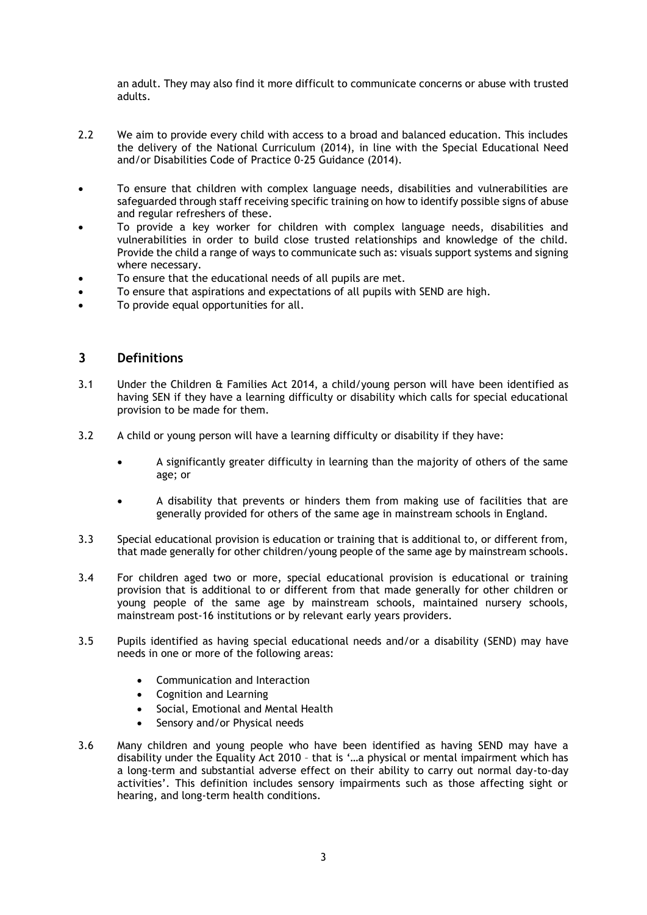an adult. They may also find it more difficult to communicate concerns or abuse with trusted adults.

2.2 We aim to provide every child with access to a broad and balanced education. This includes the delivery of the National Curriculum (2014), in line with the Special Educational Need and/or Disabilities Code of Practice 0-25 Guidance (2014).

- To ensure that children with complex language needs, disabilities and vulnerabilities are safeguarded through staff receiving specific training on how to identify possible signs of abuse and regular refreshers of these.
- To provide a key worker for children with complex language needs, disabilities and vulnerabilities in order to build close trusted relationships and knowledge of the child. Provide the child a range of ways to communicate such as: visuals support systems and signing where necessary.
- To ensure that the educational needs of all pupils are met.
- To ensure that aspirations and expectations of all pupils with SEND are high.
- To provide equal opportunities for all.

## 3 Definitions

3.1 Under the Children & Families Act 2014, a child/young person will have been identified as having SEN if they have a learning difficulty or disability which calls for special educational provision to be made for them.

3.2 A child or young person will have a learning difficulty or disability if they have:

- A significantly greater difficulty in learning than the majority of others of the same age; or
- A disability that prevents or hinders them from making use of facilities that are generally provided for others of the same age in mainstream schools in England.

3.3 Special educational provision is education or training that is additional to, or different from, that made generally for other children/young people of the same age by mainstream schools.

3.4 For children aged two or more, special educational provision is educational or training provision that is additional to or different from that made generally for other children or young people of the same age by mainstream schools, maintained nursery schools, mainstream post-16 institutions or by relevant early years providers.

3.5 Pupils identified as having special educational needs and/or a disability (SEND) may have needs in one or more of the following areas:

- Communication and Interaction
- Cognition and Learning
- Social, Emotional and Mental Health
- Sensory and/or Physical needs

3.6 Many children and young people who have been identified as having SEND may have a disability under the Equality Act 2010 – that is '…a physical or mental impairment which has a long-term and substantial adverse effect on their ability to carry out normal day-to-day activities'. This definition includes sensory impairments such as those affecting sight or hearing, and long-term health conditions.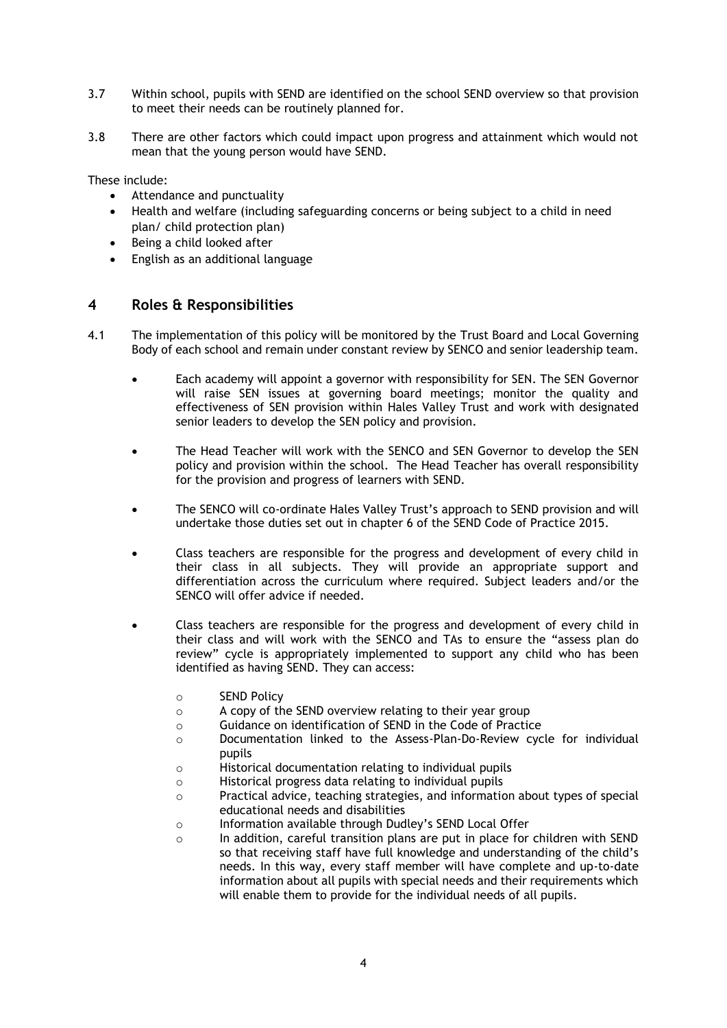3.7 Within school, pupils with SEND are identified on the school SEND overview so that provision to meet their needs can be routinely planned for.

3.8 There are other factors which could impact upon progress and attainment which would not mean that the young person would have SEND.

These include:

- Attendance and punctuality
- Health and welfare (including safeguarding concerns or being subject to a child in need plan/ child protection plan)
- Being a child looked after
- English as an additional language

## 4 Roles & Responsibilities

4.1 The implementation of this policy will be monitored by the Trust Board and Local Governing Body of each school and remain under constant review by SENCO and senior leadership team.

- Each academy will appoint a governor with responsibility for SEN. The SEN Governor will raise SEN issues at governing board meetings; monitor the quality and effectiveness of SEN provision within Hales Valley Trust and work with designated senior leaders to develop the SEN policy and provision.
- The Head Teacher will work with the SENCO and SEN Governor to develop the SEN policy and provision within the school. The Head Teacher has overall responsibility for the provision and progress of learners with SEND.
- The SENCO will co-ordinate Hales Valley Trust's approach to SEND provision and will undertake those duties set out in chapter 6 of the SEND Code of Practice 2015.
- Class teachers are responsible for the progress and development of every child in their class in all subjects. They will provide an appropriate support and differentiation across the curriculum where required. Subject leaders and/or the SENCO will offer advice if needed.
- Class teachers are responsible for the progress and development of every child in their class and will work with the SENCO and TAs to ensure the "assess plan do review" cycle is appropriately implemented to support any child who has been identified as having SEND. They can access:
  - SEND Policy
  - A copy of the SEND overview relating to their year group
  - Guidance on identification of SEND in the Code of Practice
  - Documentation linked to the Assess-Plan-Do-Review cycle for individual pupils
  - Historical documentation relating to individual pupils
  - Historical progress data relating to individual pupils
  - Practical advice, teaching strategies, and information about types of special educational needs and disabilities
  - Information available through Dudley's SEND Local Offer
  - In addition, careful transition plans are put in place for children with SEND so that receiving staff have full knowledge and understanding of the child's needs. In this way, every staff member will have complete and up-to-date information about all pupils with special needs and their requirements which will enable them to provide for the individual needs of all pupils.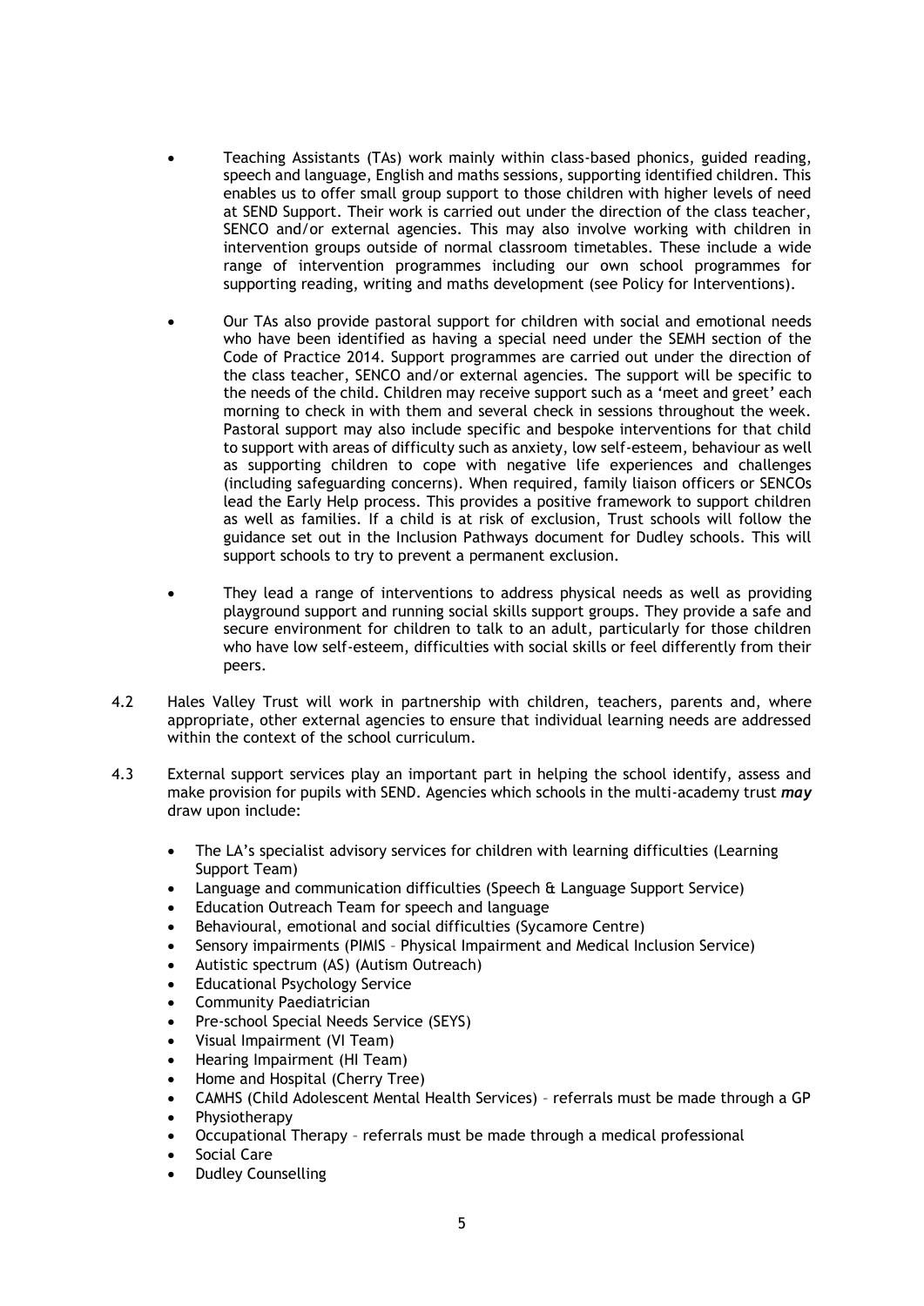- Teaching Assistants (TAs) work mainly within class-based phonics, guided reading, speech and language, English and maths sessions, supporting identified children. This enables us to offer small group support to those children with higher levels of need at SEND Support. Their work is carried out under the direction of the class teacher, SENCO and/or external agencies. This may also involve working with children in intervention groups outside of normal classroom timetables. These include a wide range of intervention programmes including our own school programmes for supporting reading, writing and maths development (see Policy for Interventions).

- Our TAs also provide pastoral support for children with social and emotional needs who have been identified as having a special need under the SEMH section of the Code of Practice 2014. Support programmes are carried out under the direction of the class teacher, SENCO and/or external agencies. The support will be specific to the needs of the child. Children may receive support such as a 'meet and greet' each morning to check in with them and several check in sessions throughout the week. Pastoral support may also include specific and bespoke interventions for that child to support with areas of difficulty such as anxiety, low self-esteem, behaviour as well as supporting children to cope with negative life experiences and challenges (including safeguarding concerns). When required, family liaison officers or SENCOs lead the Early Help process. This provides a positive framework to support children as well as families. If a child is at risk of exclusion, Trust schools will follow the guidance set out in the Inclusion Pathways document for Dudley schools. This will support schools to try to prevent a permanent exclusion.

- They lead a range of interventions to address physical needs as well as providing playground support and running social skills support groups. They provide a safe and secure environment for children to talk to an adult, particularly for those children who have low self-esteem, difficulties with social skills or feel differently from their peers.

4.2 Hales Valley Trust will work in partnership with children, teachers, parents and, where appropriate, other external agencies to ensure that individual learning needs are addressed within the context of the school curriculum.

4.3 External support services play an important part in helping the school identify, assess and make provision for pupils with SEND. Agencies which schools in the multi-academy trust ***may*** draw upon include:

- The LA's specialist advisory services for children with learning difficulties (Learning Support Team)
- Language and communication difficulties (Speech & Language Support Service)
- Education Outreach Team for speech and language
- Behavioural, emotional and social difficulties (Sycamore Centre)
- Sensory impairments (PIMIS – Physical Impairment and Medical Inclusion Service)
- Autistic spectrum (AS) (Autism Outreach)
- Educational Psychology Service
- Community Paediatrician
- Pre-school Special Needs Service (SEYS)
- Visual Impairment (VI Team)
- Hearing Impairment (HI Team)
- Home and Hospital (Cherry Tree)
- CAMHS (Child Adolescent Mental Health Services) – referrals must be made through a GP
- Physiotherapy
- Occupational Therapy – referrals must be made through a medical professional
- Social Care
- Dudley Counselling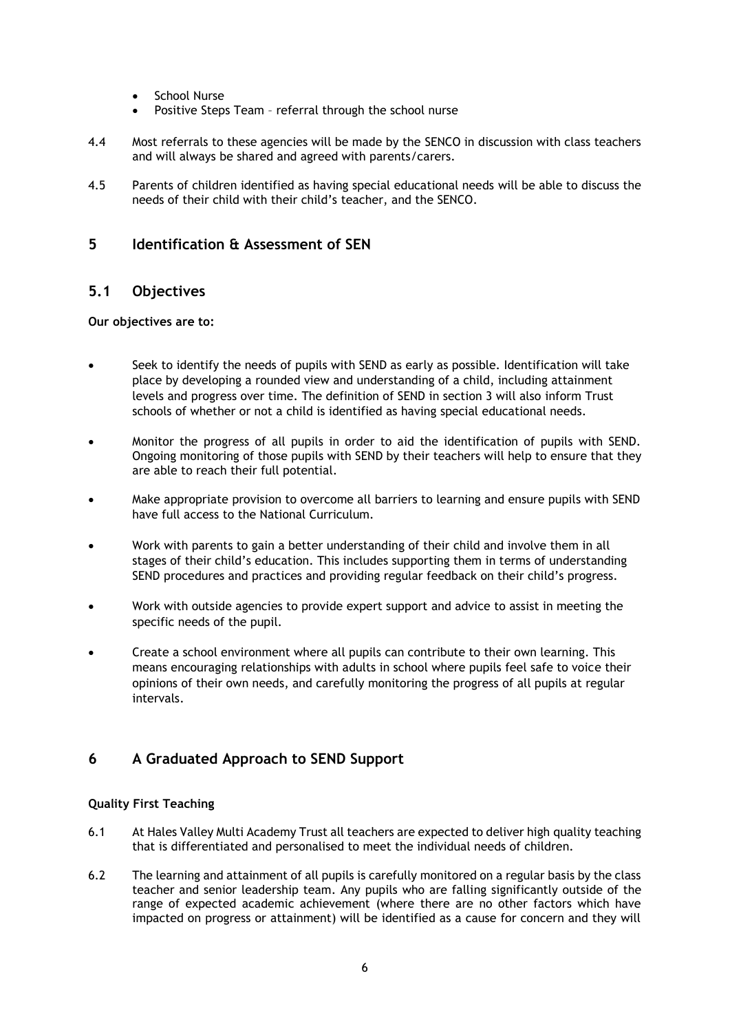- School Nurse
- Positive Steps Team – referral through the school nurse

4.4 Most referrals to these agencies will be made by the SENCO in discussion with class teachers and will always be shared and agreed with parents/carers.

4.5 Parents of children identified as having special educational needs will be able to discuss the needs of their child with their child's teacher, and the SENCO.

## 5 Identification & Assessment of SEN

## 5.1 Objectives

**Our objectives are to:**

- Seek to identify the needs of pupils with SEND as early as possible. Identification will take place by developing a rounded view and understanding of a child, including attainment levels and progress over time. The definition of SEND in section 3 will also inform Trust schools of whether or not a child is identified as having special educational needs.
- Monitor the progress of all pupils in order to aid the identification of pupils with SEND. Ongoing monitoring of those pupils with SEND by their teachers will help to ensure that they are able to reach their full potential.
- Make appropriate provision to overcome all barriers to learning and ensure pupils with SEND have full access to the National Curriculum.
- Work with parents to gain a better understanding of their child and involve them in all stages of their child's education. This includes supporting them in terms of understanding SEND procedures and practices and providing regular feedback on their child's progress.
- Work with outside agencies to provide expert support and advice to assist in meeting the specific needs of the pupil.
- Create a school environment where all pupils can contribute to their own learning. This means encouraging relationships with adults in school where pupils feel safe to voice their opinions of their own needs, and carefully monitoring the progress of all pupils at regular intervals.

## 6 A Graduated Approach to SEND Support

**Quality First Teaching**

6.1 At Hales Valley Multi Academy Trust all teachers are expected to deliver high quality teaching that is differentiated and personalised to meet the individual needs of children.

6.2 The learning and attainment of all pupils is carefully monitored on a regular basis by the class teacher and senior leadership team. Any pupils who are falling significantly outside of the range of expected academic achievement (where there are no other factors which have impacted on progress or attainment) will be identified as a cause for concern and they will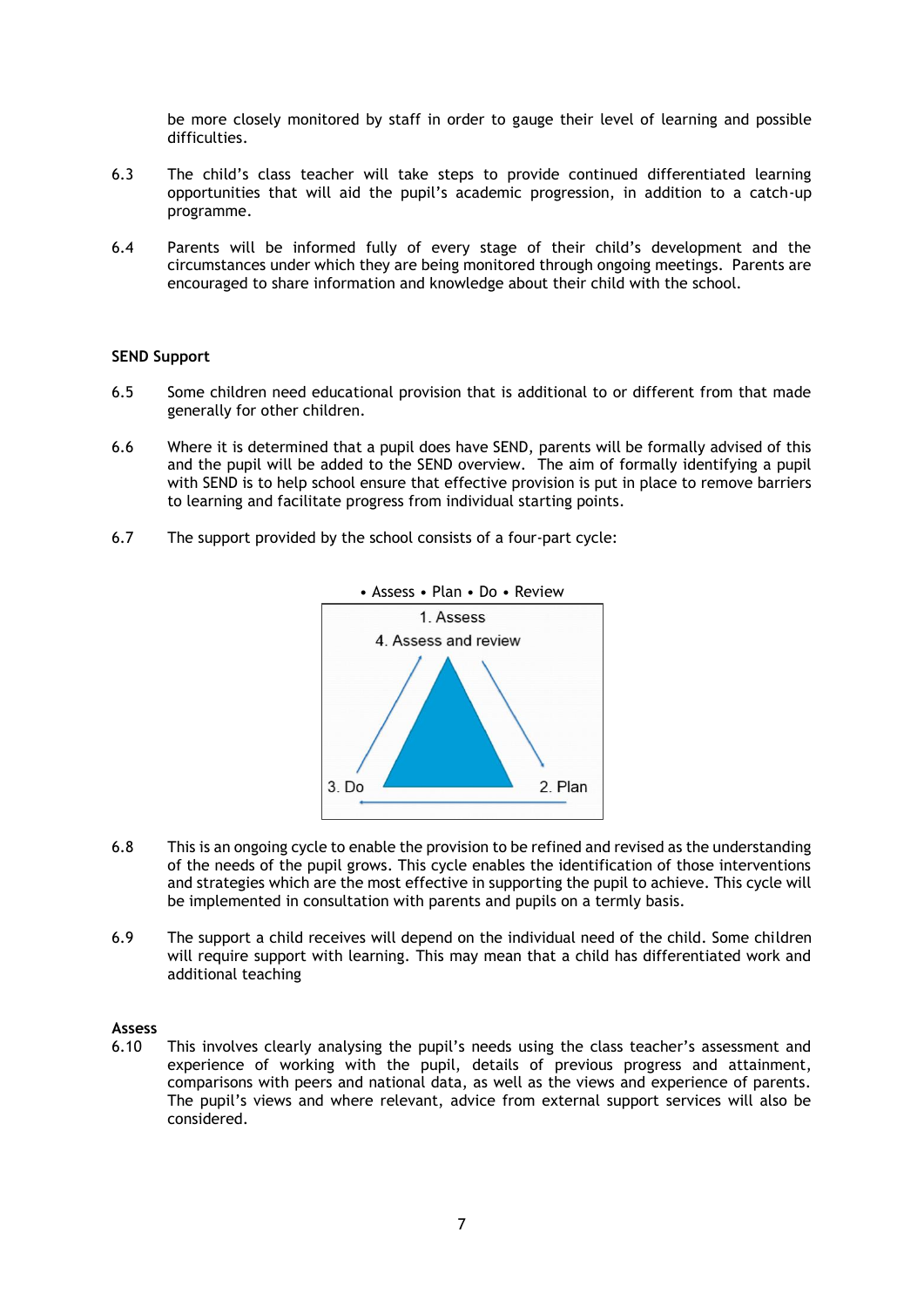be more closely monitored by staff in order to gauge their level of learning and possible difficulties.

6.3 The child's class teacher will take steps to provide continued differentiated learning opportunities that will aid the pupil's academic progression, in addition to a catch-up programme.

6.4 Parents will be informed fully of every stage of their child's development and the circumstances under which they are being monitored through ongoing meetings. Parents are encouraged to share information and knowledge about their child with the school.

**SEND Support**

6.5 Some children need educational provision that is additional to or different from that made generally for other children.

6.6 Where it is determined that a pupil does have SEND, parents will be formally advised of this and the pupil will be added to the SEND overview. The aim of formally identifying a pupil with SEND is to help school ensure that effective provision is put in place to remove barriers to learning and facilitate progress from individual starting points.

6.7 The support provided by the school consists of a four-part cycle:

• Assess • Plan • Do • Review

1. Assess
4. Assess and review
3. Do
2. Plan

6.8 This is an ongoing cycle to enable the provision to be refined and revised as the understanding of the needs of the pupil grows. This cycle enables the identification of those interventions and strategies which are the most effective in supporting the pupil to achieve. This cycle will be implemented in consultation with parents and pupils on a termly basis.

6.9 The support a child receives will depend on the individual need of the child. Some children will require support with learning. This may mean that a child has differentiated work and additional teaching

**Assess**

6.10 This involves clearly analysing the pupil's needs using the class teacher's assessment and experience of working with the pupil, details of previous progress and attainment, comparisons with peers and national data, as well as the views and experience of parents. The pupil's views and where relevant, advice from external support services will also be considered.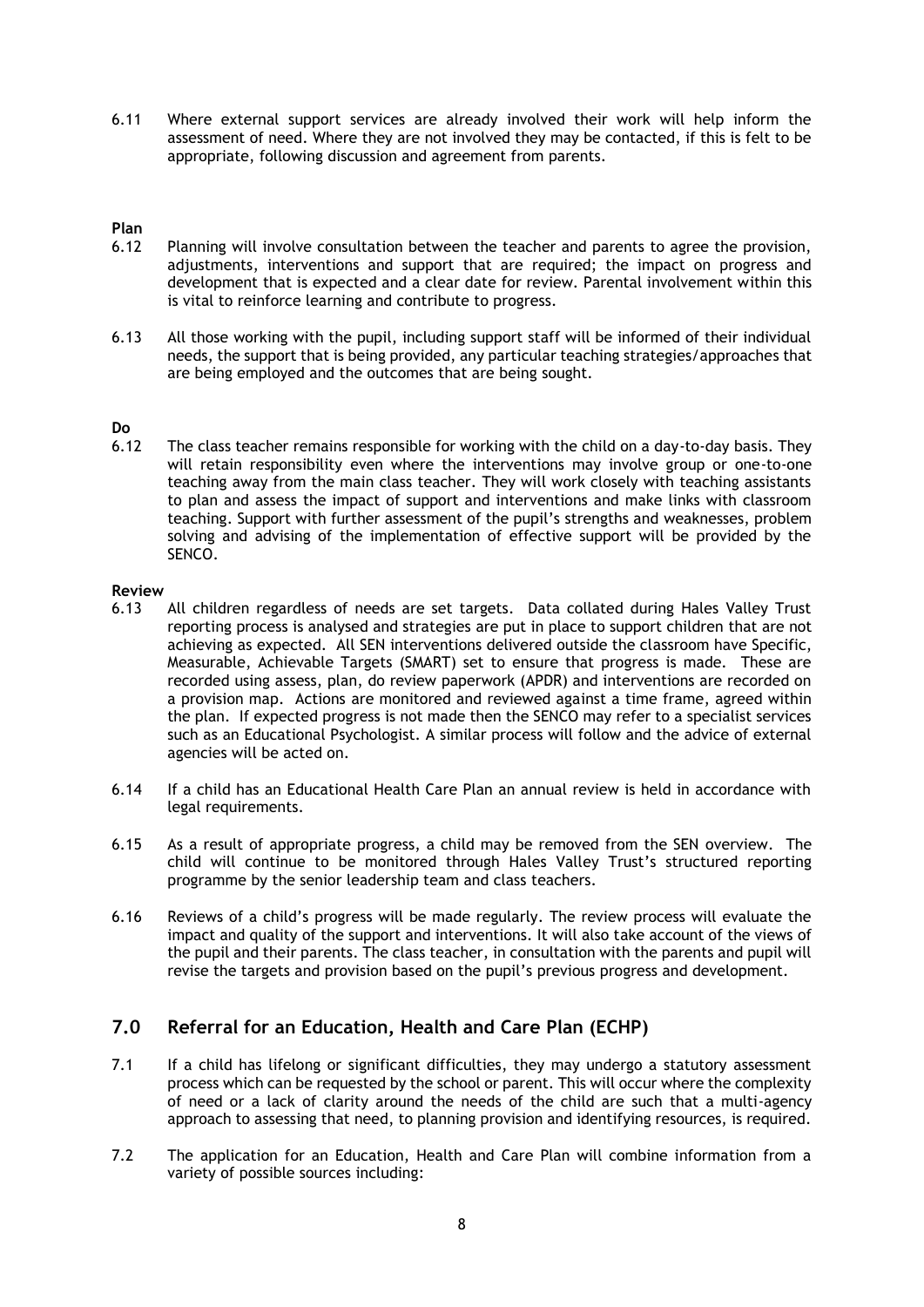6.11 Where external support services are already involved their work will help inform the assessment of need. Where they are not involved they may be contacted, if this is felt to be appropriate, following discussion and agreement from parents.

**Plan**

6.12 Planning will involve consultation between the teacher and parents to agree the provision, adjustments, interventions and support that are required; the impact on progress and development that is expected and a clear date for review. Parental involvement within this is vital to reinforce learning and contribute to progress.

6.13 All those working with the pupil, including support staff will be informed of their individual needs, the support that is being provided, any particular teaching strategies/approaches that are being employed and the outcomes that are being sought.

**Do**

6.12 The class teacher remains responsible for working with the child on a day-to-day basis. They will retain responsibility even where the interventions may involve group or one-to-one teaching away from the main class teacher. They will work closely with teaching assistants to plan and assess the impact of support and interventions and make links with classroom teaching. Support with further assessment of the pupil's strengths and weaknesses, problem solving and advising of the implementation of effective support will be provided by the SENCO.

**Review**

6.13 All children regardless of needs are set targets. Data collated during Hales Valley Trust reporting process is analysed and strategies are put in place to support children that are not achieving as expected. All SEN interventions delivered outside the classroom have Specific, Measurable, Achievable Targets (SMART) set to ensure that progress is made. These are recorded using assess, plan, do review paperwork (APDR) and interventions are recorded on a provision map. Actions are monitored and reviewed against a time frame, agreed within the plan. If expected progress is not made then the SENCO may refer to a specialist services such as an Educational Psychologist. A similar process will follow and the advice of external agencies will be acted on.

6.14 If a child has an Educational Health Care Plan an annual review is held in accordance with legal requirements.

6.15 As a result of appropriate progress, a child may be removed from the SEN overview. The child will continue to be monitored through Hales Valley Trust's structured reporting programme by the senior leadership team and class teachers.

6.16 Reviews of a child's progress will be made regularly. The review process will evaluate the impact and quality of the support and interventions. It will also take account of the views of the pupil and their parents. The class teacher, in consultation with the parents and pupil will revise the targets and provision based on the pupil's previous progress and development.

## 7.0 Referral for an Education, Health and Care Plan (ECHP)

7.1 If a child has lifelong or significant difficulties, they may undergo a statutory assessment process which can be requested by the school or parent. This will occur where the complexity of need or a lack of clarity around the needs of the child are such that a multi-agency approach to assessing that need, to planning provision and identifying resources, is required.

7.2 The application for an Education, Health and Care Plan will combine information from a variety of possible sources including: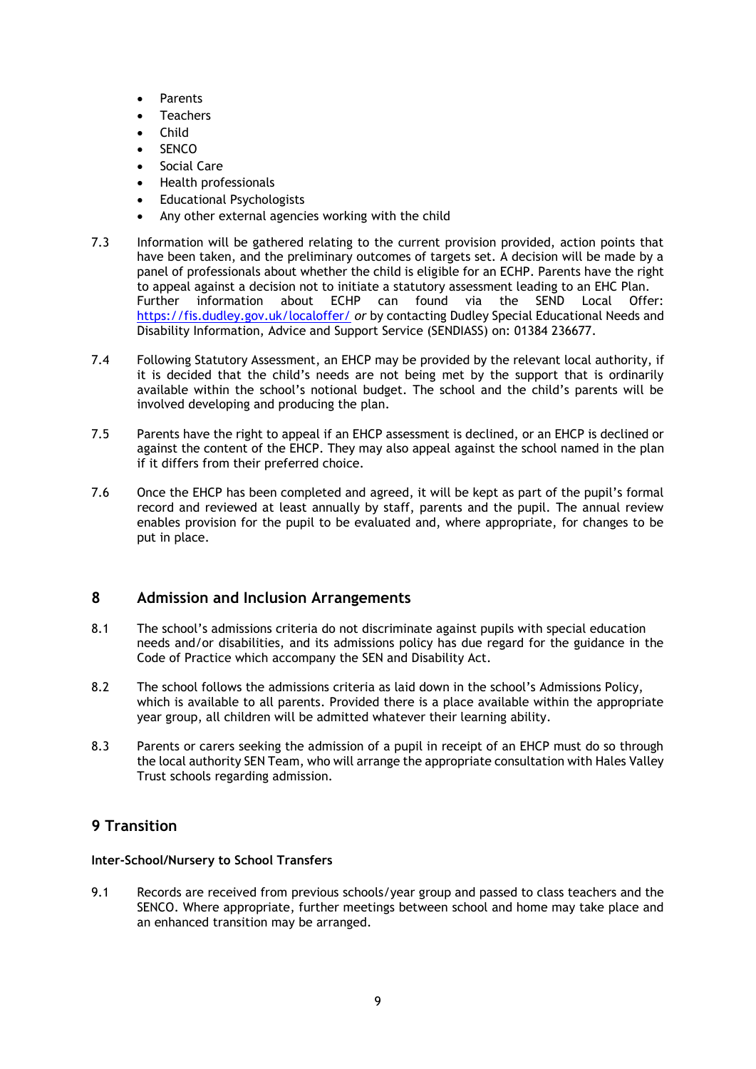- Parents
- Teachers
- Child
- SENCO
- Social Care
- Health professionals
- Educational Psychologists
- Any other external agencies working with the child

7.3 Information will be gathered relating to the current provision provided, action points that have been taken, and the preliminary outcomes of targets set. A decision will be made by a panel of professionals about whether the child is eligible for an ECHP. Parents have the right to appeal against a decision not to initiate a statutory assessment leading to an EHC Plan. Further information about ECHP can found via the SEND Local Offer: https://fis.dudley.gov.uk/localoffer/ *or* by contacting Dudley Special Educational Needs and Disability Information, Advice and Support Service (SENDIASS) on: 01384 236677.

7.4 Following Statutory Assessment, an EHCP may be provided by the relevant local authority, if it is decided that the child's needs are not being met by the support that is ordinarily available within the school's notional budget. The school and the child's parents will be involved developing and producing the plan.

7.5 Parents have the right to appeal if an EHCP assessment is declined, or an EHCP is declined or against the content of the EHCP. They may also appeal against the school named in the plan if it differs from their preferred choice.

7.6 Once the EHCP has been completed and agreed, it will be kept as part of the pupil's formal record and reviewed at least annually by staff, parents and the pupil. The annual review enables provision for the pupil to be evaluated and, where appropriate, for changes to be put in place.

## 8 Admission and Inclusion Arrangements

8.1 The school's admissions criteria do not discriminate against pupils with special education needs and/or disabilities, and its admissions policy has due regard for the guidance in the Code of Practice which accompany the SEN and Disability Act.

8.2 The school follows the admissions criteria as laid down in the school's Admissions Policy, which is available to all parents. Provided there is a place available within the appropriate year group, all children will be admitted whatever their learning ability.

8.3 Parents or carers seeking the admission of a pupil in receipt of an EHCP must do so through the local authority SEN Team, who will arrange the appropriate consultation with Hales Valley Trust schools regarding admission.

## 9 Transition

**Inter-School/Nursery to School Transfers**

9.1 Records are received from previous schools/year group and passed to class teachers and the SENCO. Where appropriate, further meetings between school and home may take place and an enhanced transition may be arranged.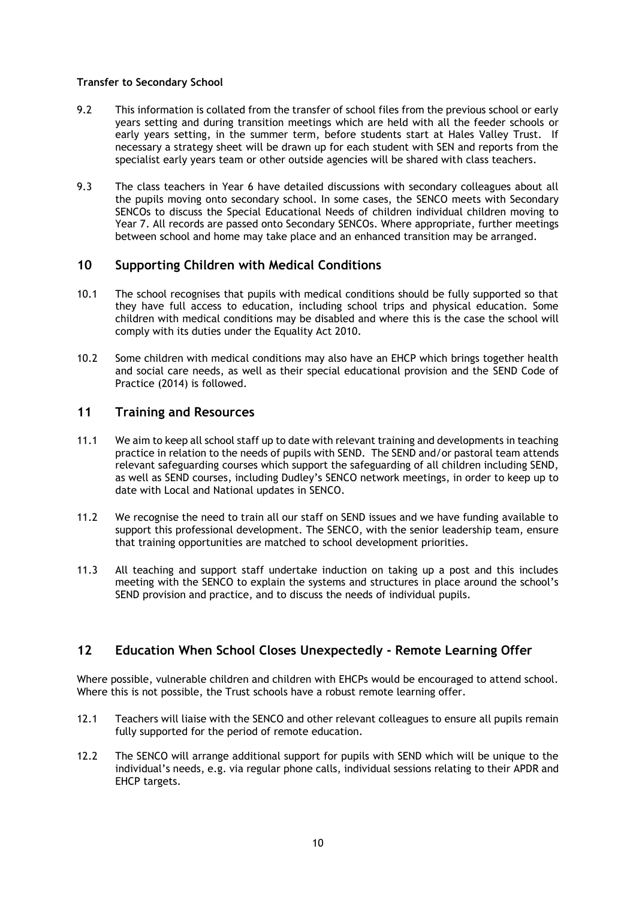**Transfer to Secondary School**

9.2 This information is collated from the transfer of school files from the previous school or early years setting and during transition meetings which are held with all the feeder schools or early years setting, in the summer term, before students start at Hales Valley Trust. If necessary a strategy sheet will be drawn up for each student with SEN and reports from the specialist early years team or other outside agencies will be shared with class teachers.

9.3 The class teachers in Year 6 have detailed discussions with secondary colleagues about all the pupils moving onto secondary school. In some cases, the SENCO meets with Secondary SENCOs to discuss the Special Educational Needs of children individual children moving to Year 7. All records are passed onto Secondary SENCOs. Where appropriate, further meetings between school and home may take place and an enhanced transition may be arranged.

## 10 Supporting Children with Medical Conditions

10.1 The school recognises that pupils with medical conditions should be fully supported so that they have full access to education, including school trips and physical education. Some children with medical conditions may be disabled and where this is the case the school will comply with its duties under the Equality Act 2010.

10.2 Some children with medical conditions may also have an EHCP which brings together health and social care needs, as well as their special educational provision and the SEND Code of Practice (2014) is followed.

## 11 Training and Resources

11.1 We aim to keep all school staff up to date with relevant training and developments in teaching practice in relation to the needs of pupils with SEND. The SEND and/or pastoral team attends relevant safeguarding courses which support the safeguarding of all children including SEND, as well as SEND courses, including Dudley's SENCO network meetings, in order to keep up to date with Local and National updates in SENCO.

11.2 We recognise the need to train all our staff on SEND issues and we have funding available to support this professional development. The SENCO, with the senior leadership team, ensure that training opportunities are matched to school development priorities.

11.3 All teaching and support staff undertake induction on taking up a post and this includes meeting with the SENCO to explain the systems and structures in place around the school's SEND provision and practice, and to discuss the needs of individual pupils.

## 12 Education When School Closes Unexpectedly - Remote Learning Offer

Where possible, vulnerable children and children with EHCPs would be encouraged to attend school. Where this is not possible, the Trust schools have a robust remote learning offer.

12.1 Teachers will liaise with the SENCO and other relevant colleagues to ensure all pupils remain fully supported for the period of remote education.

12.2 The SENCO will arrange additional support for pupils with SEND which will be unique to the individual's needs, e.g. via regular phone calls, individual sessions relating to their APDR and EHCP targets.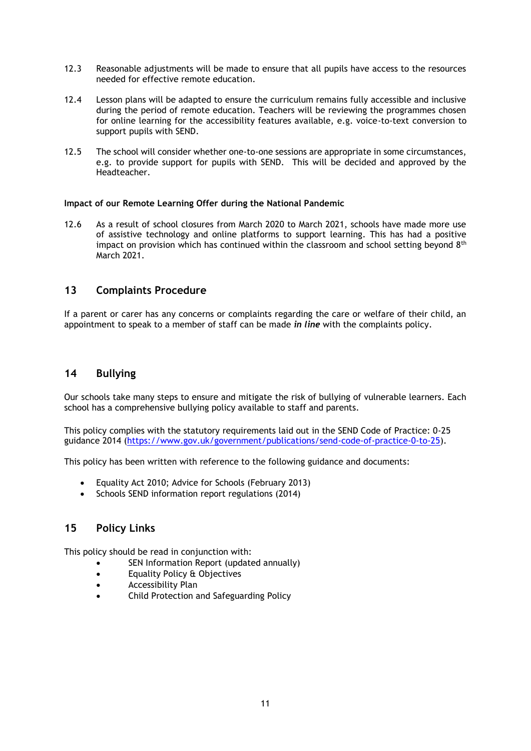12.3 Reasonable adjustments will be made to ensure that all pupils have access to the resources needed for effective remote education.

12.4 Lesson plans will be adapted to ensure the curriculum remains fully accessible and inclusive during the period of remote education. Teachers will be reviewing the programmes chosen for online learning for the accessibility features available, e.g. voice-to-text conversion to support pupils with SEND.

12.5 The school will consider whether one-to-one sessions are appropriate in some circumstances, e.g. to provide support for pupils with SEND. This will be decided and approved by the Headteacher.

**Impact of our Remote Learning Offer during the National Pandemic**

12.6 As a result of school closures from March 2020 to March 2021, schools have made more use of assistive technology and online platforms to support learning. This has had a positive impact on provision which has continued within the classroom and school setting beyond 8th March 2021.

## 13 Complaints Procedure

If a parent or carer has any concerns or complaints regarding the care or welfare of their child, an appointment to speak to a member of staff can be made ***in line*** with the complaints policy.

## 14 Bullying

Our schools take many steps to ensure and mitigate the risk of bullying of vulnerable learners. Each school has a comprehensive bullying policy available to staff and parents.

This policy complies with the statutory requirements laid out in the SEND Code of Practice: 0-25 guidance 2014 (https://www.gov.uk/government/publications/send-code-of-practice-0-to-25).

This policy has been written with reference to the following guidance and documents:

- Equality Act 2010; Advice for Schools (February 2013)
- Schools SEND information report regulations (2014)

## 15 Policy Links

This policy should be read in conjunction with:

- SEN Information Report (updated annually)
- Equality Policy & Objectives
- Accessibility Plan
- Child Protection and Safeguarding Policy